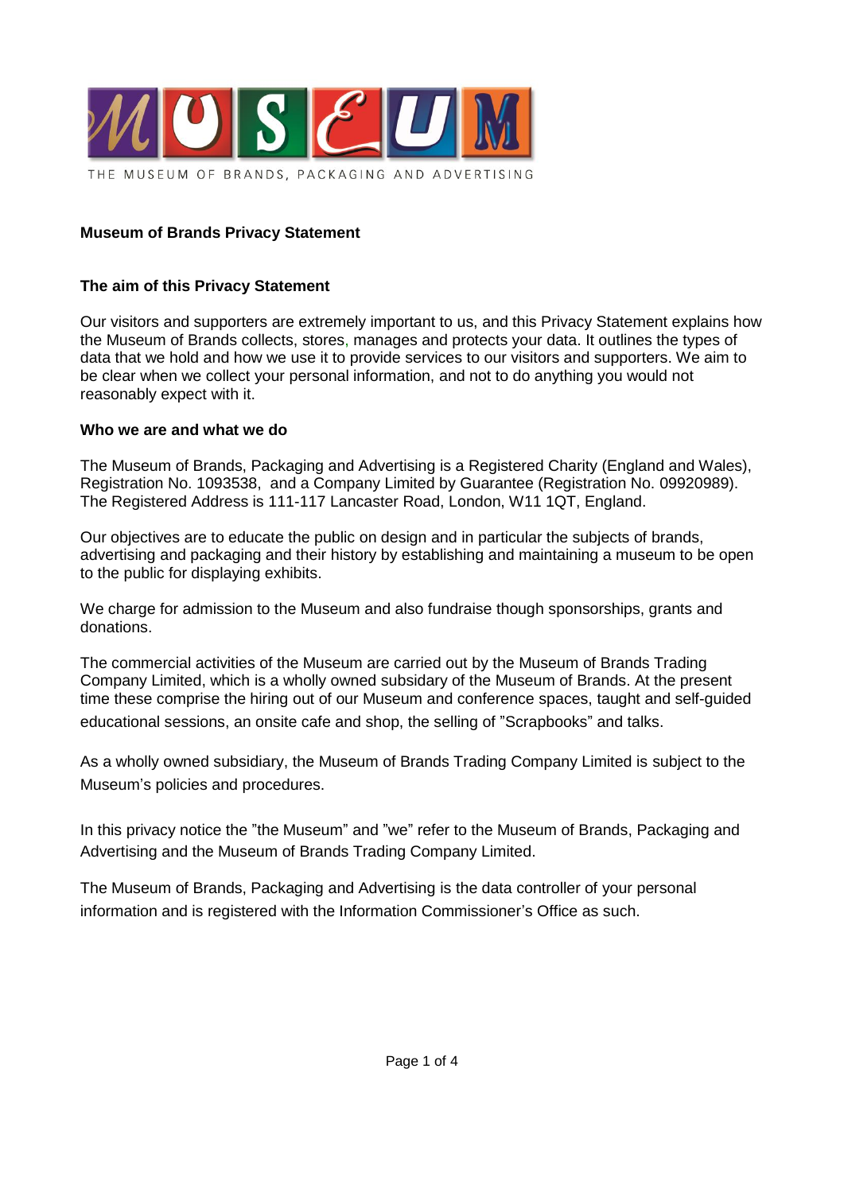MUSEUM

THE MUSEUM OF BRANDS, PACKAGING AND ADVERTISING

## Museum of Brands Privacy Statement

### The aim of this Privacy Statement

Our visitors and supporters are extremely important to us, and this Privacy Statement explains how the Museum of Brands collects, stores, manages and protects your data. It outlines the types of data that we hold and how we use it to provide services to our visitors and supporters. We aim to be clear when we collect your personal information, and not to do anything you would not reasonably expect with it.

### Who we are and what we do

The Museum of Brands, Packaging and Advertising is a Registered Charity (England and Wales), Registration No. 1093538, and a Company Limited by Guarantee (Registration No. 09920989). The Registered Address is 111-117 Lancaster Road, London, W11 1QT, England.

Our objectives are to educate the public on design and in particular the subjects of brands, advertising and packaging and their history by establishing and maintaining a museum to be open to the public for displaying exhibits.

We charge for admission to the Museum and also fundraise though sponsorships, grants and donations.

The commercial activities of the Museum are carried out by the Museum of Brands Trading Company Limited, which is a wholly owned subsidary of the Museum of Brands. At the present time these comprise the hiring out of our Museum and conference spaces, taught and self-guided educational sessions, an onsite cafe and shop, the selling of "Scrapbooks" and talks.

As a wholly owned subsidiary, the Museum of Brands Trading Company Limited is subject to the Museum's policies and procedures.

In this privacy notice the "the Museum" and "we" refer to the Museum of Brands, Packaging and Advertising and the Museum of Brands Trading Company Limited.

The Museum of Brands, Packaging and Advertising is the data controller of your personal information and is registered with the Information Commissioner's Office as such.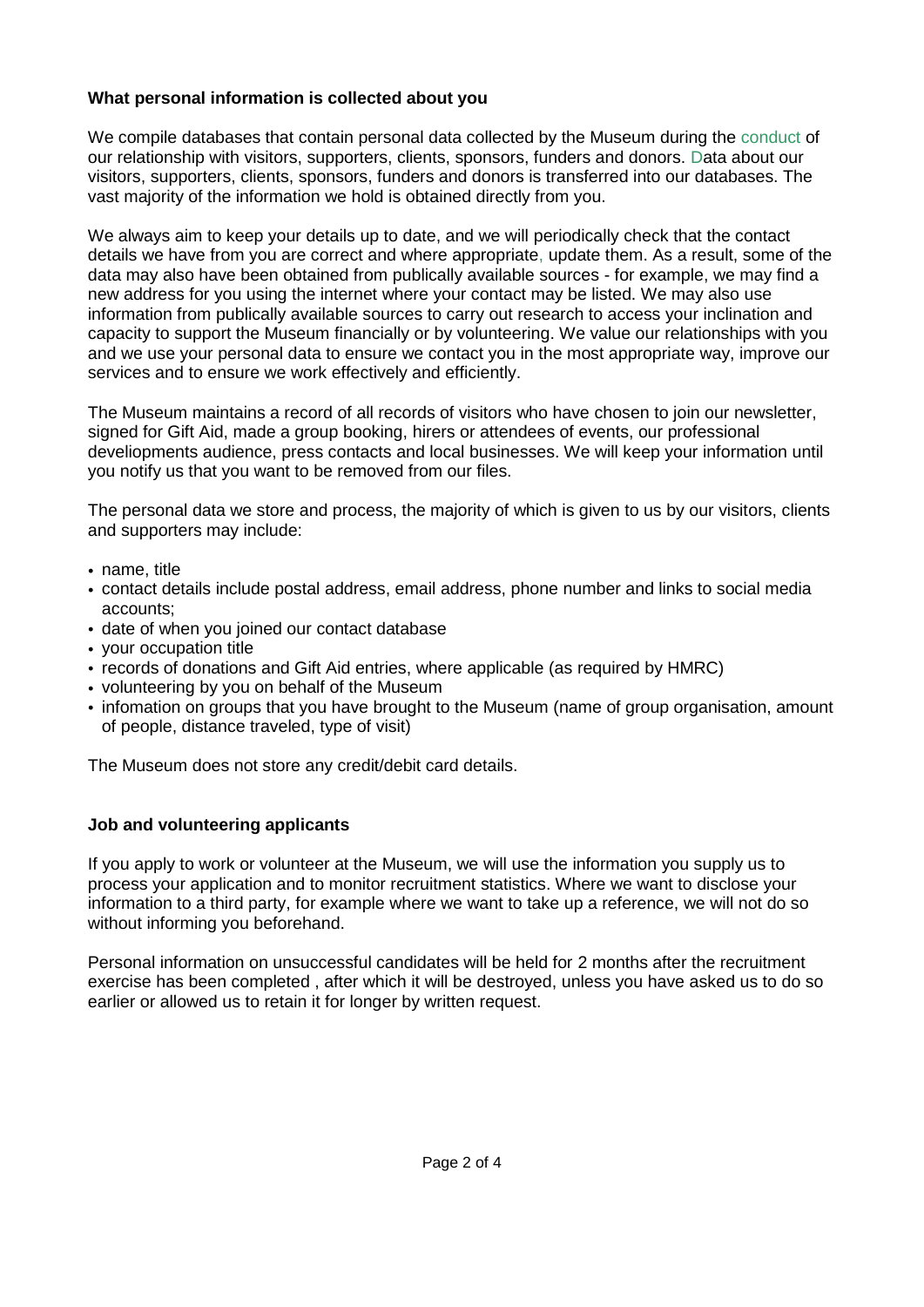### What personal information is collected about you

We compile databases that contain personal data collected by the Museum during the conduct of our relationship with visitors, supporters, clients, sponsors, funders and donors. Data about our visitors, supporters, clients, sponsors, funders and donors is transferred into our databases. The vast majority of the information we hold is obtained directly from you.

We always aim to keep your details up to date, and we will periodically check that the contact details we have from you are correct and where appropriate, update them. As a result, some of the data may also have been obtained from publically available sources - for example, we may find a new address for you using the internet where your contact may be listed. We may also use information from publically available sources to carry out research to access your inclination and capacity to support the Museum financially or by volunteering. We value our relationships with you and we use your personal data to ensure we contact you in the most appropriate way, improve our services and to ensure we work effectively and efficiently.

The Museum maintains a record of all records of visitors who have chosen to join our newsletter, signed for Gift Aid, made a group booking, hirers or attendees of events, our professional develiopments audience, press contacts and local businesses. We will keep your information until you notify us that you want to be removed from our files.

The personal data we store and process, the majority of which is given to us by our visitors, clients and supporters may include:

- name, title
- contact details include postal address, email address, phone number and links to social media accounts;
- date of when you joined our contact database
- your occupation title
- records of donations and Gift Aid entries, where applicable (as required by HMRC)
- volunteering by you on behalf of the Museum
- infomation on groups that you have brought to the Museum (name of group organisation, amount of people, distance traveled, type of visit)

The Museum does not store any credit/debit card details.

### Job and volunteering applicants

If you apply to work or volunteer at the Museum, we will use the information you supply us to process your application and to monitor recruitment statistics. Where we want to disclose your information to a third party, for example where we want to take up a reference, we will not do so without informing you beforehand.

Personal information on unsuccessful candidates will be held for 2 months after the recruitment exercise has been completed , after which it will be destroyed, unless you have asked us to do so earlier or allowed us to retain it for longer by written request.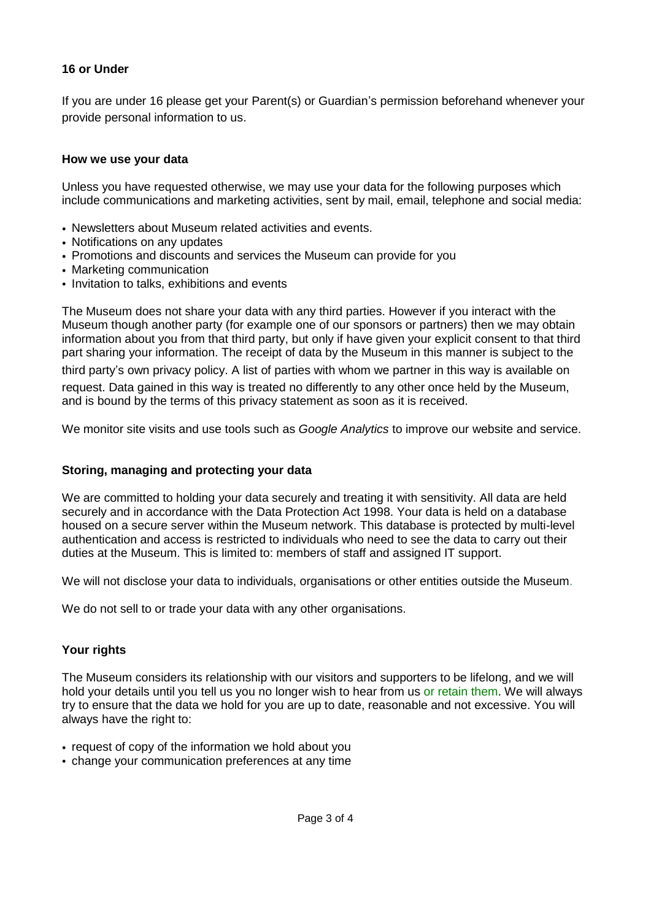## 16 or Under

If you are under 16 please get your Parent(s) or Guardian's permission beforehand whenever your provide personal information to us.

## How we use your data

Unless you have requested otherwise, we may use your data for the following purposes which include communications and marketing activities, sent by mail, email, telephone and social media:

- Newsletters about Museum related activities and events.
- Notifications on any updates
- Promotions and discounts and services the Museum can provide for you
- Marketing communication
- Invitation to talks, exhibitions and events

The Museum does not share your data with any third parties. However if you interact with the Museum though another party (for example one of our sponsors or partners) then we may obtain information about you from that third party, but only if have given your explicit consent to that third part sharing your information. The receipt of data by the Museum in this manner is subject to the third party's own privacy policy. A list of parties with whom we partner in this way is available on request. Data gained in this way is treated no differently to any other once held by the Museum, and is bound by the terms of this privacy statement as soon as it is received.

We monitor site visits and use tools such as *Google Analytics* to improve our website and service.

## Storing, managing and protecting your data

We are committed to holding your data securely and treating it with sensitivity. All data are held securely and in accordance with the Data Protection Act 1998. Your data is held on a database housed on a secure server within the Museum network. This database is protected by multi-level authentication and access is restricted to individuals who need to see the data to carry out their duties at the Museum. This is limited to: members of staff and assigned IT support.

We will not disclose your data to individuals, organisations or other entities outside the Museum.

We do not sell to or trade your data with any other organisations.

## Your rights

The Museum considers its relationship with our visitors and supporters to be lifelong, and we will hold your details until you tell us you no longer wish to hear from us or retain them. We will always try to ensure that the data we hold for you are up to date, reasonable and not excessive. You will always have the right to:

- request of copy of the information we hold about you
- change your communication preferences at any time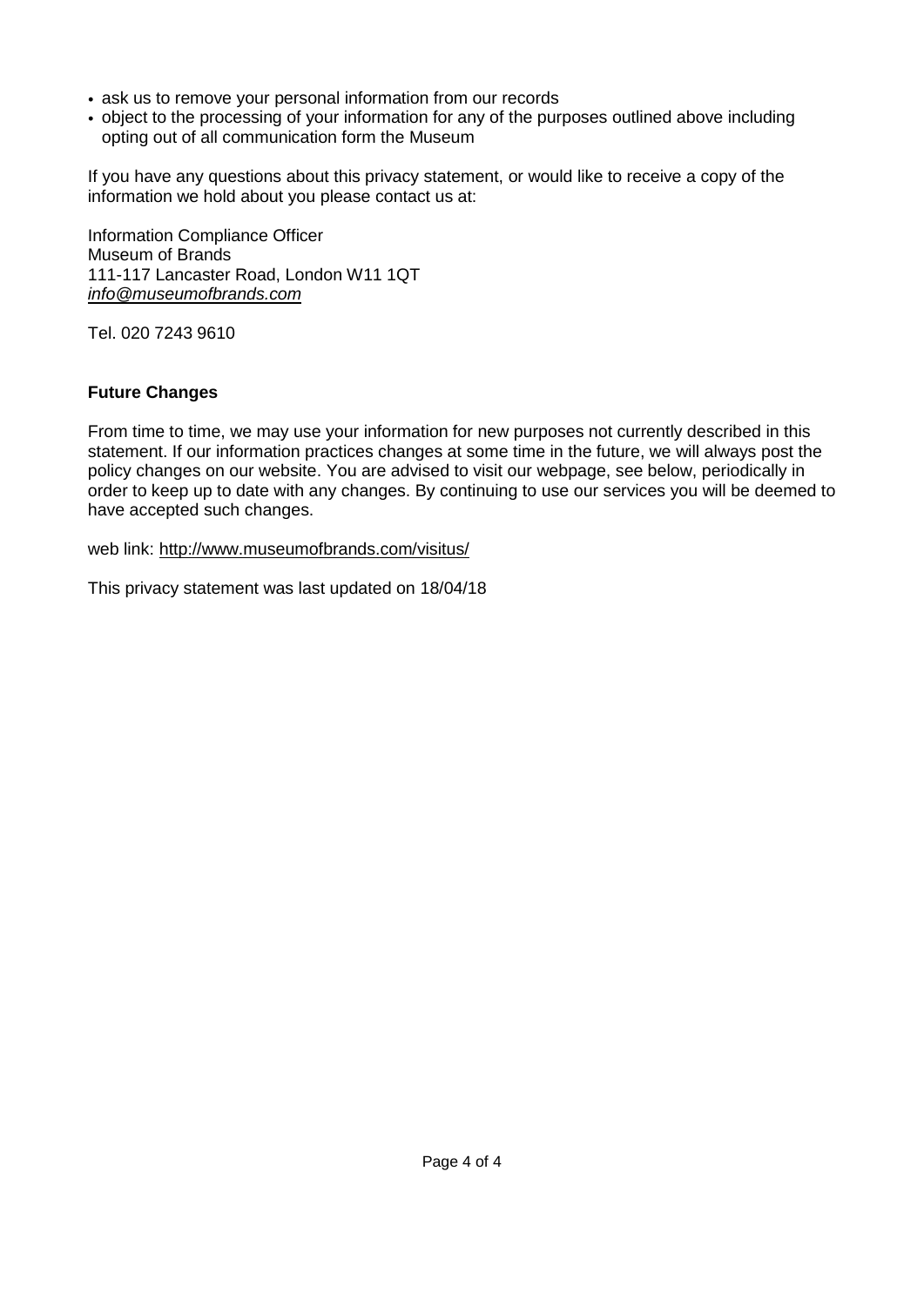- ask us to remove your personal information from our records
- object to the processing of your information for any of the purposes outlined above including opting out of all communication form the Museum

If you have any questions about this privacy statement, or would like to receive a copy of the information we hold about you please contact us at:

Information Compliance Officer  
Museum of Brands  
111-117 Lancaster Road, London W11 1QT  
*info@museumofbrands.com*

Tel. 020 7243 9610

**Future Changes**

From time to time, we may use your information for new purposes not currently described in this statement. If our information practices changes at some time in the future, we will always post the policy changes on our website. You are advised to visit our webpage, see below, periodically in order to keep up to date with any changes. By continuing to use our services you will be deemed to have accepted such changes.

web link: http://www.museumofbrands.com/visitus/

This privacy statement was last updated on 18/04/18